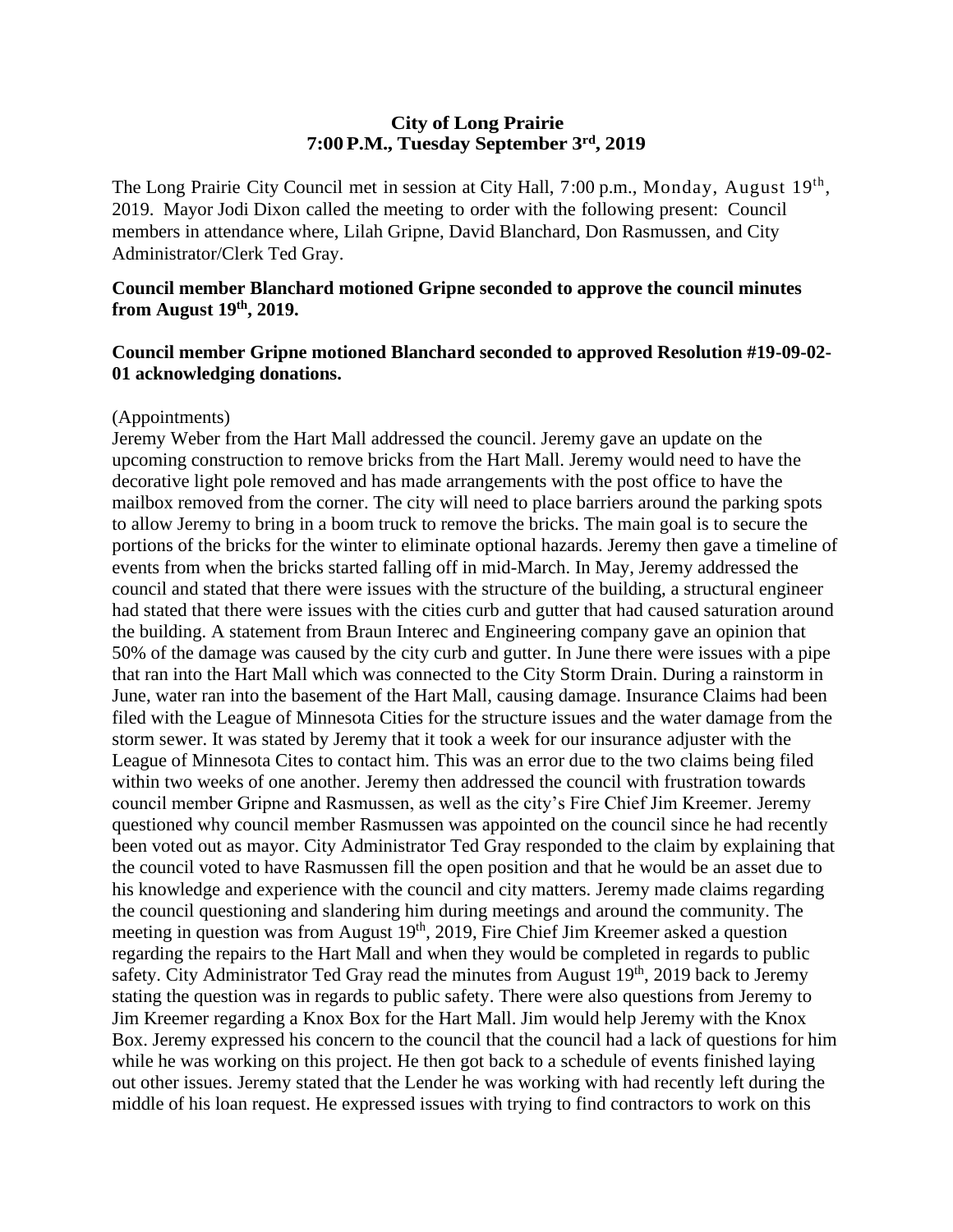**City of Long Prairie**
**7:00 P.M., Tuesday September 3rd, 2019**

The Long Prairie City Council met in session at City Hall, 7:00 p.m., Monday, August 19th, 2019. Mayor Jodi Dixon called the meeting to order with the following present: Council members in attendance where, Lilah Gripne, David Blanchard, Don Rasmussen, and City Administrator/Clerk Ted Gray.

**Council member Blanchard motioned Gripne seconded to approve the council minutes from August 19th, 2019.**

**Council member Gripne motioned Blanchard seconded to approved Resolution #19-09-02-01 acknowledging donations.**

(Appointments)
Jeremy Weber from the Hart Mall addressed the council. Jeremy gave an update on the upcoming construction to remove bricks from the Hart Mall. Jeremy would need to have the decorative light pole removed and has made arrangements with the post office to have the mailbox removed from the corner. The city will need to place barriers around the parking spots to allow Jeremy to bring in a boom truck to remove the bricks. The main goal is to secure the portions of the bricks for the winter to eliminate optional hazards. Jeremy then gave a timeline of events from when the bricks started falling off in mid-March. In May, Jeremy addressed the council and stated that there were issues with the structure of the building, a structural engineer had stated that there were issues with the cities curb and gutter that had caused saturation around the building. A statement from Braun Interec and Engineering company gave an opinion that 50% of the damage was caused by the city curb and gutter. In June there were issues with a pipe that ran into the Hart Mall which was connected to the City Storm Drain. During a rainstorm in June, water ran into the basement of the Hart Mall, causing damage. Insurance Claims had been filed with the League of Minnesota Cities for the structure issues and the water damage from the storm sewer. It was stated by Jeremy that it took a week for our insurance adjuster with the League of Minnesota Cites to contact him. This was an error due to the two claims being filed within two weeks of one another. Jeremy then addressed the council with frustration towards council member Gripne and Rasmussen, as well as the city's Fire Chief Jim Kreemer. Jeremy questioned why council member Rasmussen was appointed on the council since he had recently been voted out as mayor. City Administrator Ted Gray responded to the claim by explaining that the council voted to have Rasmussen fill the open position and that he would be an asset due to his knowledge and experience with the council and city matters. Jeremy made claims regarding the council questioning and slandering him during meetings and around the community. The meeting in question was from August 19th, 2019, Fire Chief Jim Kreemer asked a question regarding the repairs to the Hart Mall and when they would be completed in regards to public safety. City Administrator Ted Gray read the minutes from August 19th, 2019 back to Jeremy stating the question was in regards to public safety. There were also questions from Jeremy to Jim Kreemer regarding a Knox Box for the Hart Mall. Jim would help Jeremy with the Knox Box. Jeremy expressed his concern to the council that the council had a lack of questions for him while he was working on this project. He then got back to a schedule of events finished laying out other issues. Jeremy stated that the Lender he was working with had recently left during the middle of his loan request. He expressed issues with trying to find contractors to work on this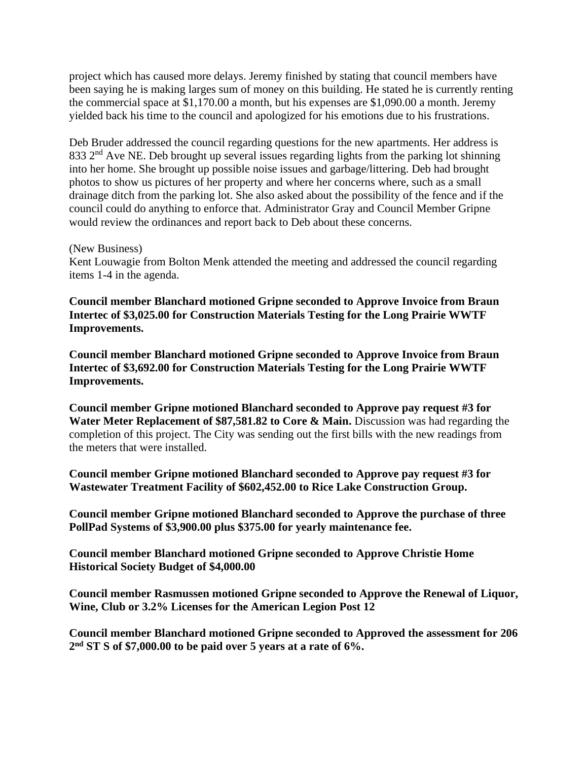project which has caused more delays. Jeremy finished by stating that council members have been saying he is making larges sum of money on this building. He stated he is currently renting the commercial space at $1,170.00 a month, but his expenses are $1,090.00 a month. Jeremy yielded back his time to the council and apologized for his emotions due to his frustrations.

Deb Bruder addressed the council regarding questions for the new apartments. Her address is 833 2nd Ave NE. Deb brought up several issues regarding lights from the parking lot shinning into her home. She brought up possible noise issues and garbage/littering. Deb had brought photos to show us pictures of her property and where her concerns where, such as a small drainage ditch from the parking lot. She also asked about the possibility of the fence and if the council could do anything to enforce that. Administrator Gray and Council Member Gripne would review the ordinances and report back to Deb about these concerns.

(New Business)
Kent Louwagie from Bolton Menk attended the meeting and addressed the council regarding items 1-4 in the agenda.

**Council member Blanchard motioned Gripne seconded to Approve Invoice from Braun Intertec of $3,025.00 for Construction Materials Testing for the Long Prairie WWTF Improvements.**

**Council member Blanchard motioned Gripne seconded to Approve Invoice from Braun Intertec of $3,692.00 for Construction Materials Testing for the Long Prairie WWTF Improvements.**

**Council member Gripne motioned Blanchard seconded to Approve pay request #3 for Water Meter Replacement of $87,581.82 to Core & Main.** Discussion was had regarding the completion of this project. The City was sending out the first bills with the new readings from the meters that were installed.

**Council member Gripne motioned Blanchard seconded to Approve pay request #3 for Wastewater Treatment Facility of $602,452.00 to Rice Lake Construction Group.**

**Council member Gripne motioned Blanchard seconded to Approve the purchase of three PollPad Systems of $3,900.00 plus $375.00 for yearly maintenance fee.**

**Council member Blanchard motioned Gripne seconded to Approve Christie Home Historical Society Budget of $4,000.00**

**Council member Rasmussen motioned Gripne seconded to Approve the Renewal of Liquor, Wine, Club or 3.2% Licenses for the American Legion Post 12**

**Council member Blanchard motioned Gripne seconded to Approved the assessment for 206 2nd ST S of $7,000.00 to be paid over 5 years at a rate of 6%.**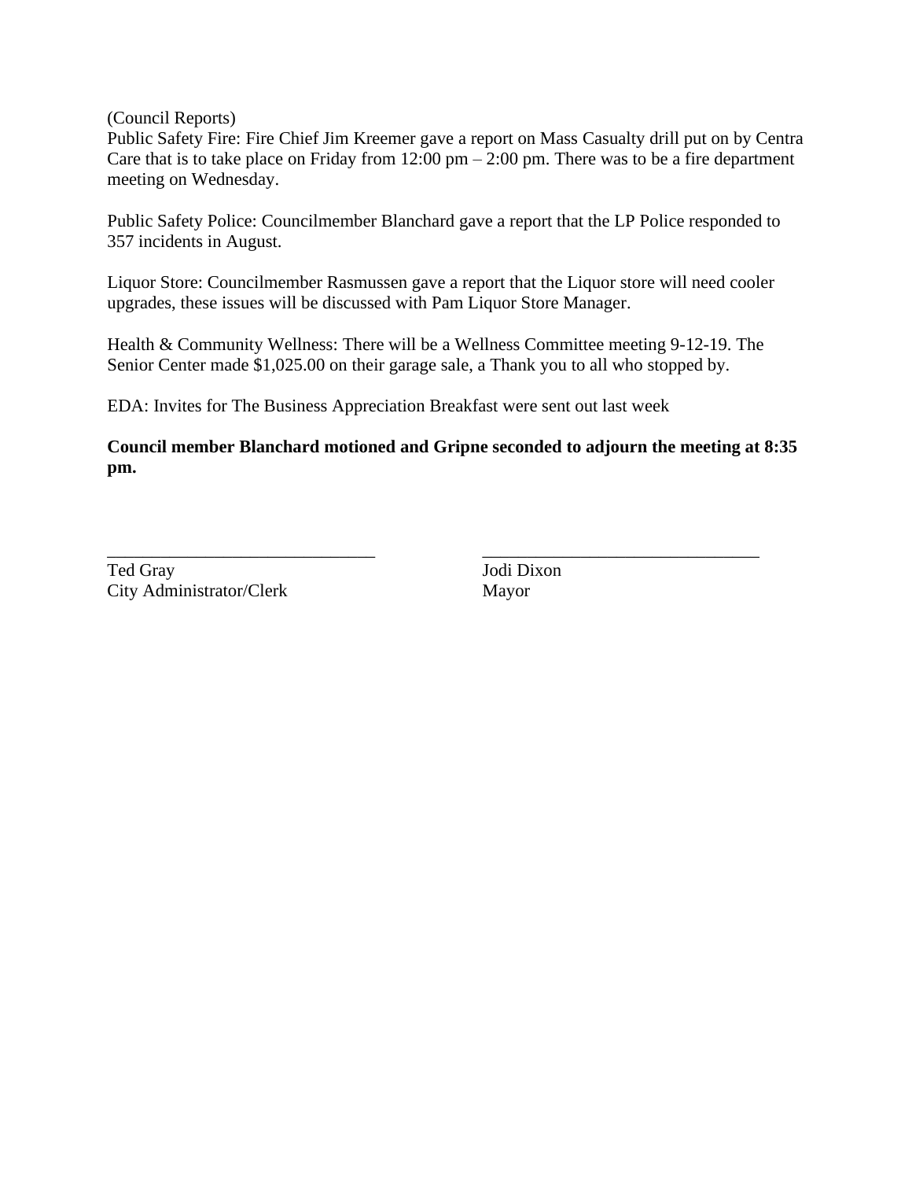(Council Reports)
Public Safety Fire: Fire Chief Jim Kreemer gave a report on Mass Casualty drill put on by Centra Care that is to take place on Friday from 12:00 pm – 2:00 pm. There was to be a fire department meeting on Wednesday.

Public Safety Police: Councilmember Blanchard gave a report that the LP Police responded to 357 incidents in August.

Liquor Store: Councilmember Rasmussen gave a report that the Liquor store will need cooler upgrades, these issues will be discussed with Pam Liquor Store Manager.

Health & Community Wellness: There will be a Wellness Committee meeting 9-12-19. The Senior Center made $1,025.00 on their garage sale, a Thank you to all who stopped by.

EDA: Invites for The Business Appreciation Breakfast were sent out last week

**Council member Blanchard motioned and Gripne seconded to adjourn the meeting at 8:35 pm.**

______________________________
Ted Gray
City Administrator/Clerk

______________________________
Jodi Dixon
Mayor